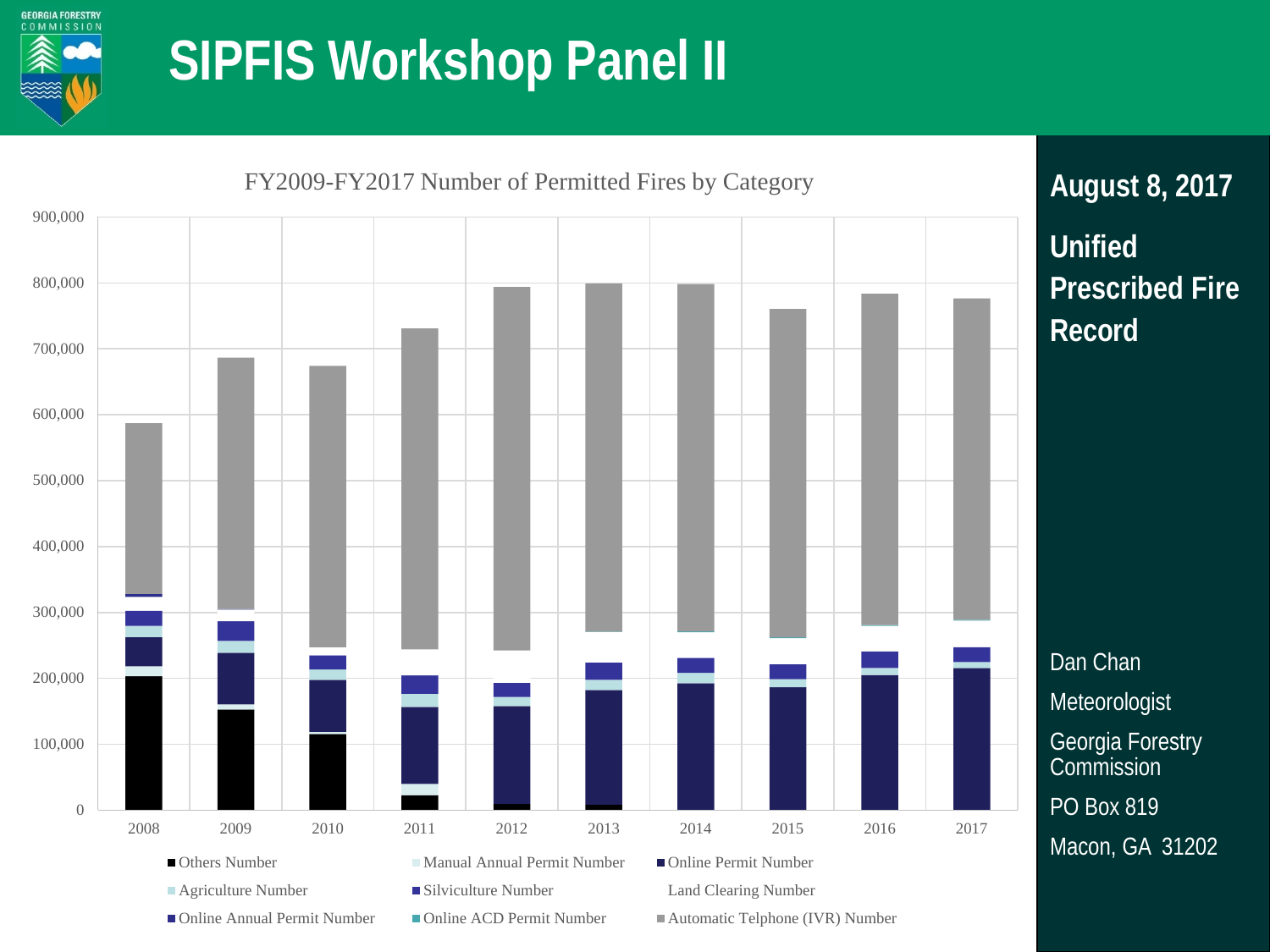GEORGIA FORESTRY COMMISSION

# SIPFIS Workshop Panel II

FY2009-FY2017 Number of Permitted Fires by Category

900,000
800,000
700,000
600,000
500,000
400,000
300,000
200,000
100,000
0

2008 2009 2010 2011 2012 2013 2014 2015 2016 2017

- Others Number
- Manual Annual Permit Number
- Online Permit Number
- Agriculture Number
- Silviculture Number
- Land Clearing Number
- Online Annual Permit Number
- Online ACD Permit Number
- Automatic Telphone (IVR) Number

## August 8, 2017

## Unified Prescribed Fire Record

Dan Chan

Meteorologist

Georgia Forestry Commission

PO Box 819

Macon, GA 31202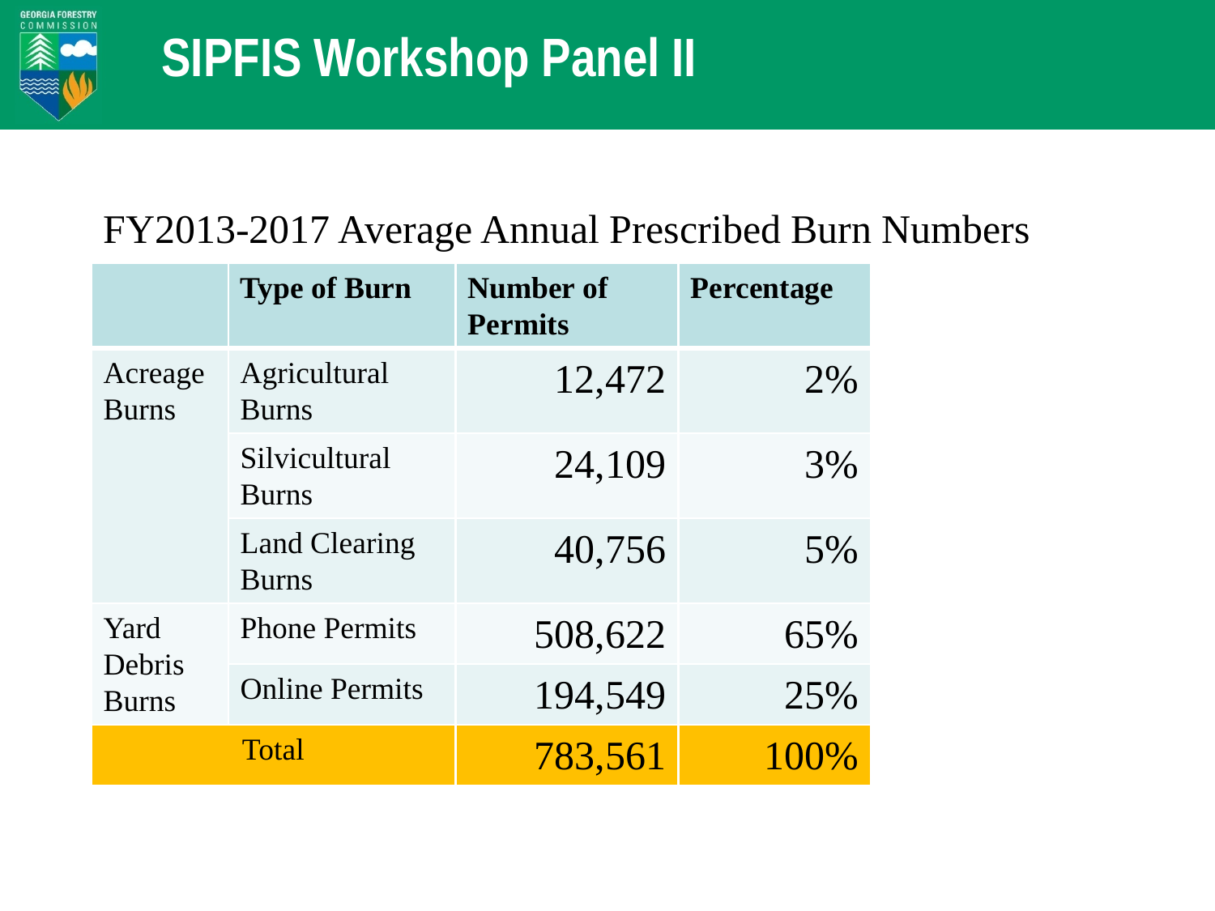# SIPFIS Workshop Panel II

## FY2013-2017 Average Annual Prescribed Burn Numbers

| | Type of Burn | Number of Permits | Percentage |
|---|---|---|---|
| Acreage Burns | Agricultural Burns | 12,472 | 2% |
| | Silvicultural Burns | 24,109 | 3% |
| | Land Clearing Burns | 40,756 | 5% |
| Yard Debris Burns | Phone Permits | 508,622 | 65% |
| | Online Permits | 194,549 | 25% |
| Total | | 783,561 | 100% |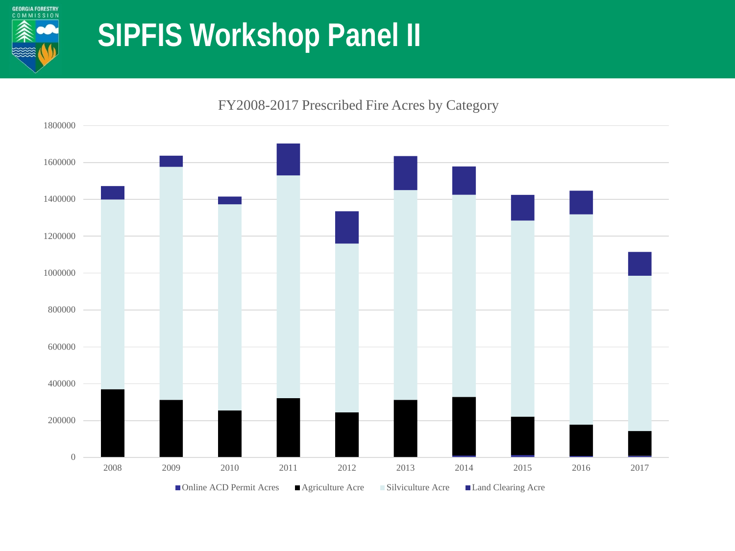# SIPFIS Workshop Panel II

FY2008-2017 Prescribed Fire Acres by Category

■ Online ACD Permit Acres ■ Agriculture Acre ■ Silviculture Acre ■ Land Clearing Acre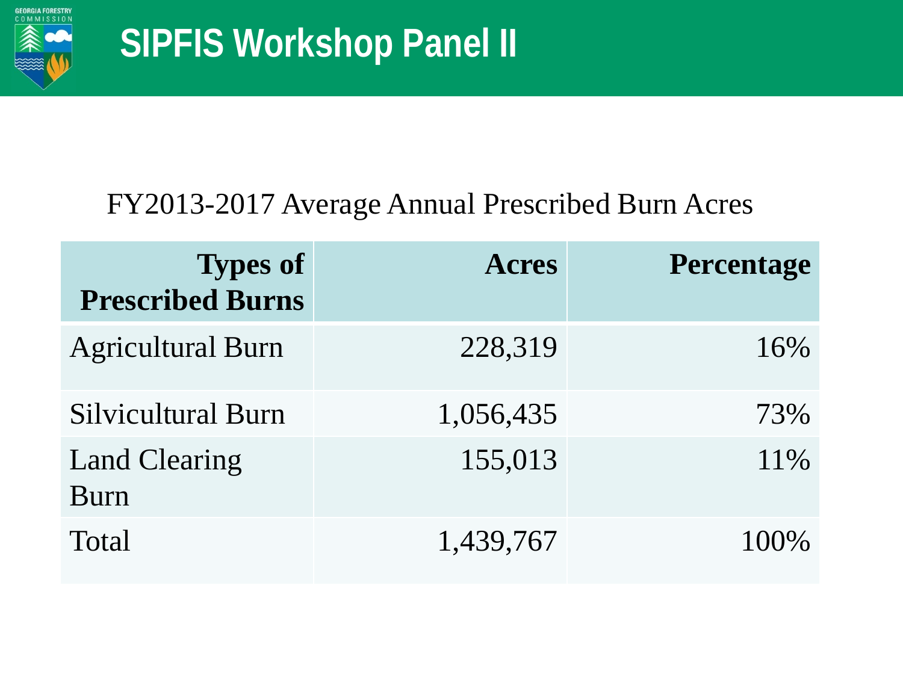# SIPFIS Workshop Panel II

FY2013-2017 Average Annual Prescribed Burn Acres

| Types of Prescribed Burns | Acres | Percentage |
|---|---|---|
| Agricultural Burn | 228,319 | 16% |
| Silvicultural Burn | 1,056,435 | 73% |
| Land Clearing Burn | 155,013 | 11% |
| Total | 1,439,767 | 100% |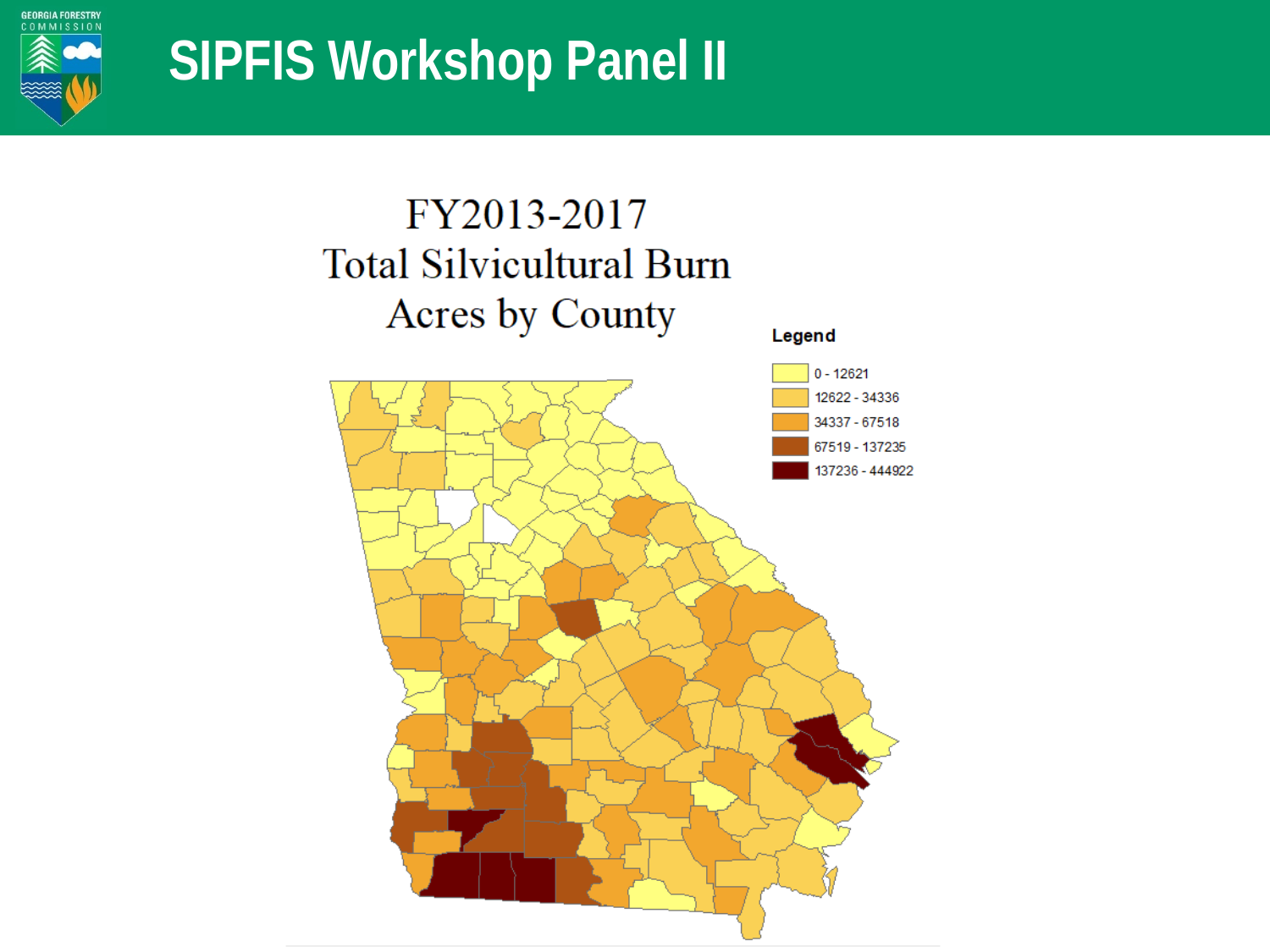# SIPFIS Workshop Panel II

FY2013-2017
Total Silvicultural Burn
Acres by County

**Legend**

- 0 - 12621
- 12622 - 34336
- 34337 - 67518
- 67519 - 137235
- 137236 - 444922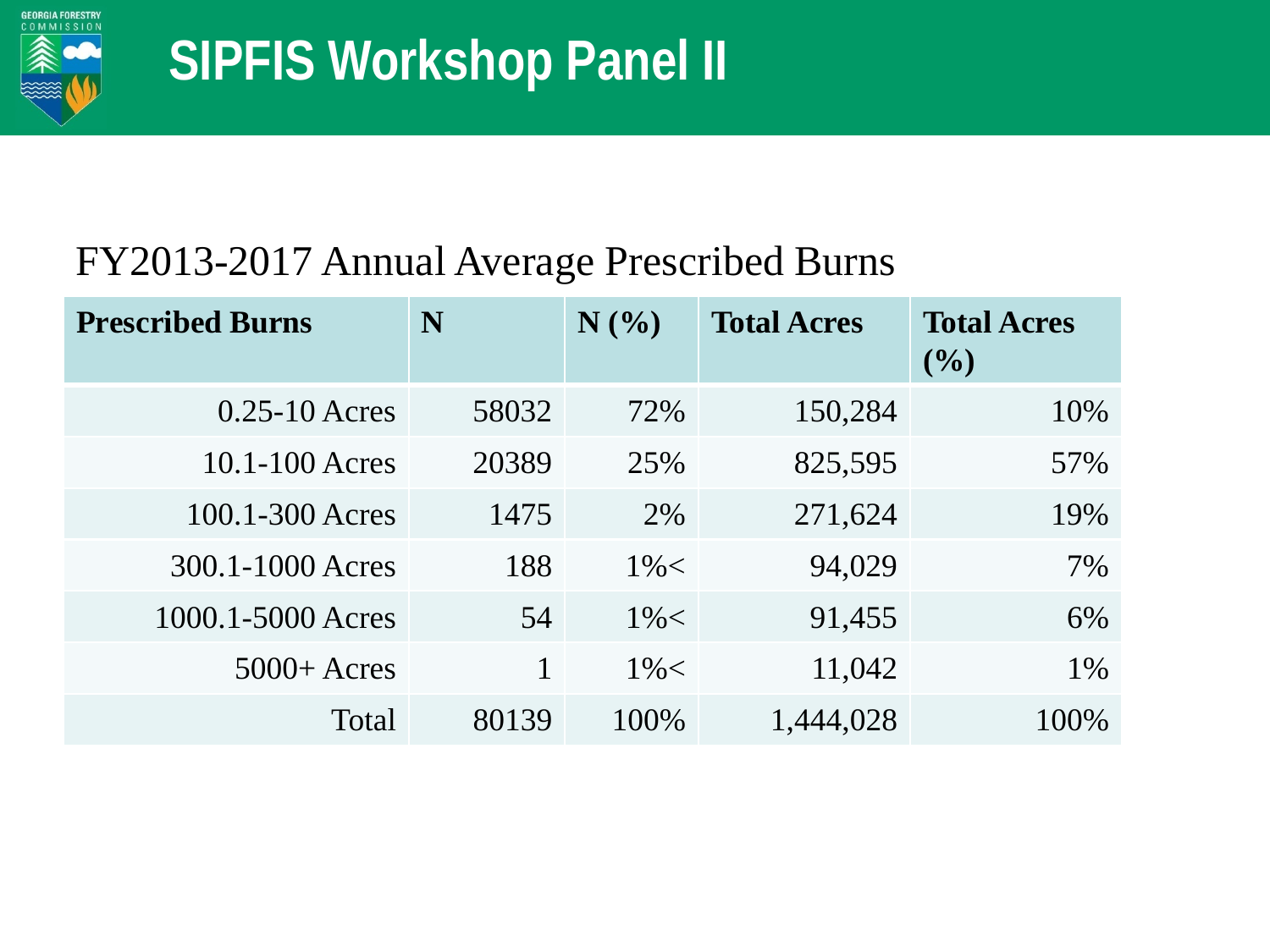# SIPFIS Workshop Panel II

## FY2013-2017 Annual Average Prescribed Burns

| Prescribed Burns | N | N (%) | Total Acres | Total Acres (%) |
|---:|---:|---:|---:|---:|
| 0.25-10 Acres | 58032 | 72% | 150,284 | 10% |
| 10.1-100 Acres | 20389 | 25% | 825,595 | 57% |
| 100.1-300 Acres | 1475 | 2% | 271,624 | 19% |
| 300.1-1000 Acres | 188 | 1%< | 94,029 | 7% |
| 1000.1-5000 Acres | 54 | 1%< | 91,455 | 6% |
| 5000+ Acres | 1 | 1%< | 11,042 | 1% |
| Total | 80139 | 100% | 1,444,028 | 100% |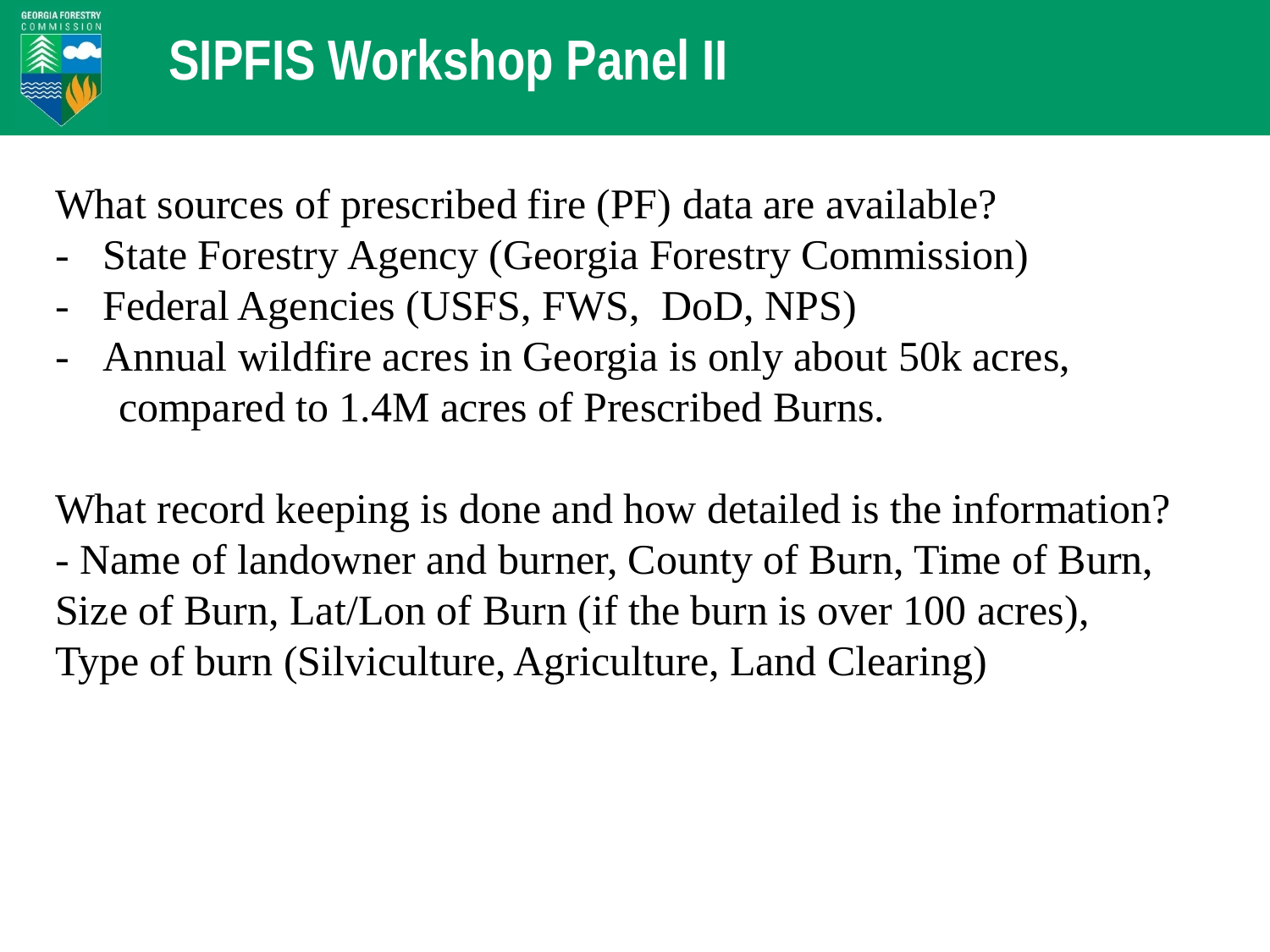# SIPFIS Workshop Panel II

What sources of prescribed fire (PF) data are available?

- State Forestry Agency (Georgia Forestry Commission)
- Federal Agencies (USFS, FWS, DoD, NPS)
- Annual wildfire acres in Georgia is only about 50k acres, compared to 1.4M acres of Prescribed Burns.

What record keeping is done and how detailed is the information?

- Name of landowner and burner, County of Burn, Time of Burn, Size of Burn, Lat/Lon of Burn (if the burn is over 100 acres), Type of burn (Silviculture, Agriculture, Land Clearing)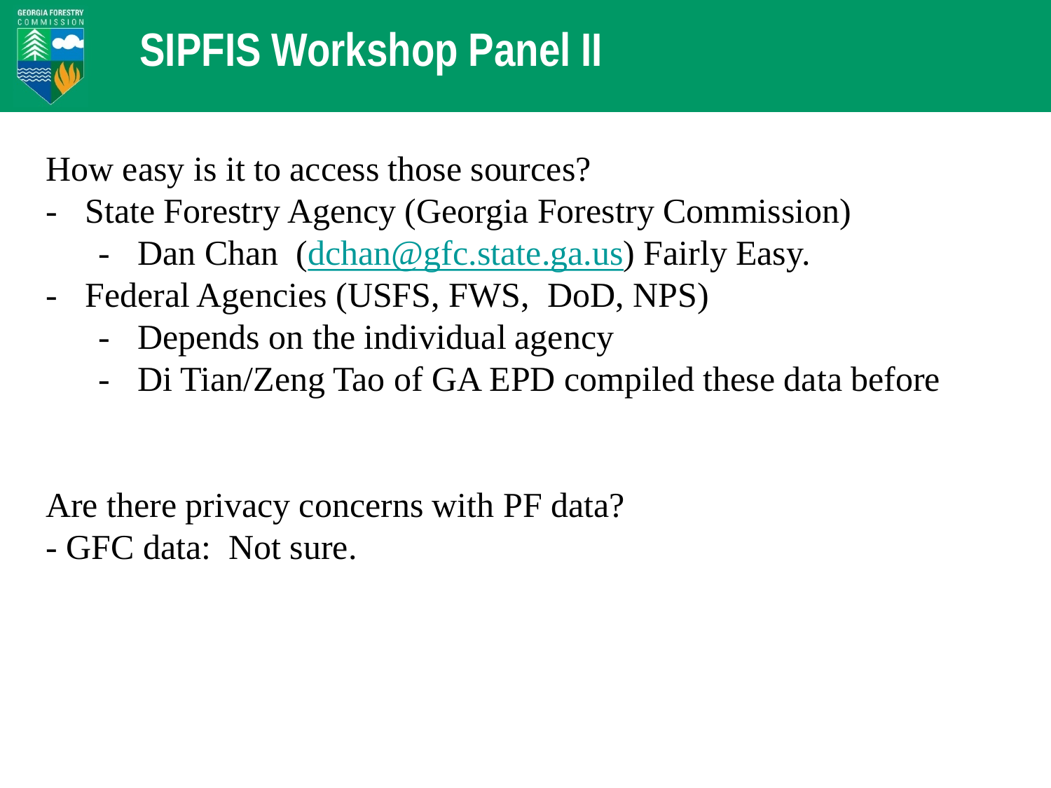# SIPFIS Workshop Panel II

How easy is it to access those sources?

- State Forestry Agency (Georgia Forestry Commission)
  - Dan Chan  (dchan@gfc.state.ga.us) Fairly Easy.
- Federal Agencies (USFS, FWS,  DoD, NPS)
  - Depends on the individual agency
  - Di Tian/Zeng Tao of GA EPD compiled these data before

Are there privacy concerns with PF data?

- GFC data:  Not sure.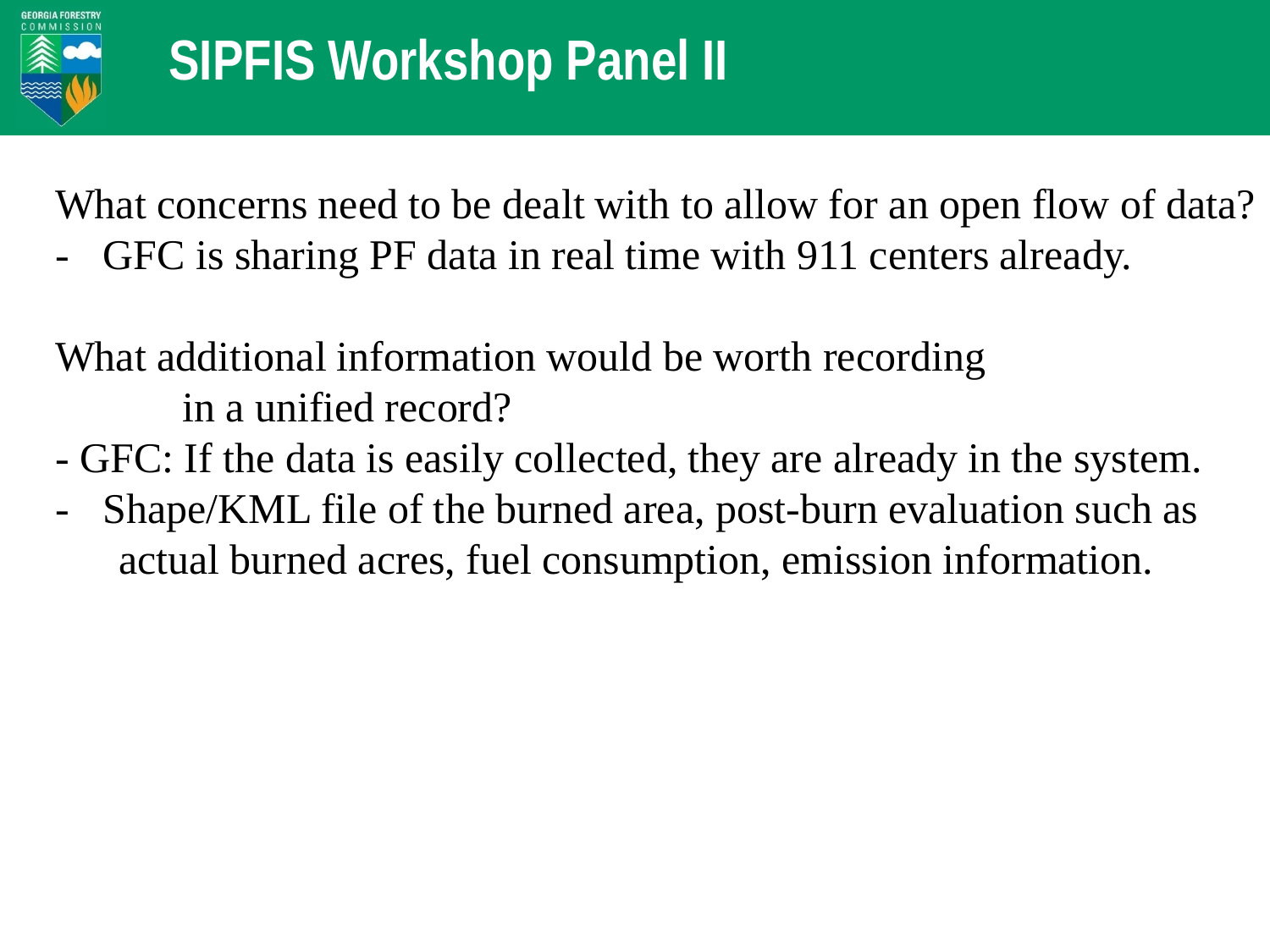# SIPFIS Workshop Panel II

What concerns need to be dealt with to allow for an open flow of data?

- GFC is sharing PF data in real time with 911 centers already.

What additional information would be worth recording in a unified record?

- GFC: If the data is easily collected, they are already in the system.
- Shape/KML file of the burned area, post-burn evaluation such as actual burned acres, fuel consumption, emission information.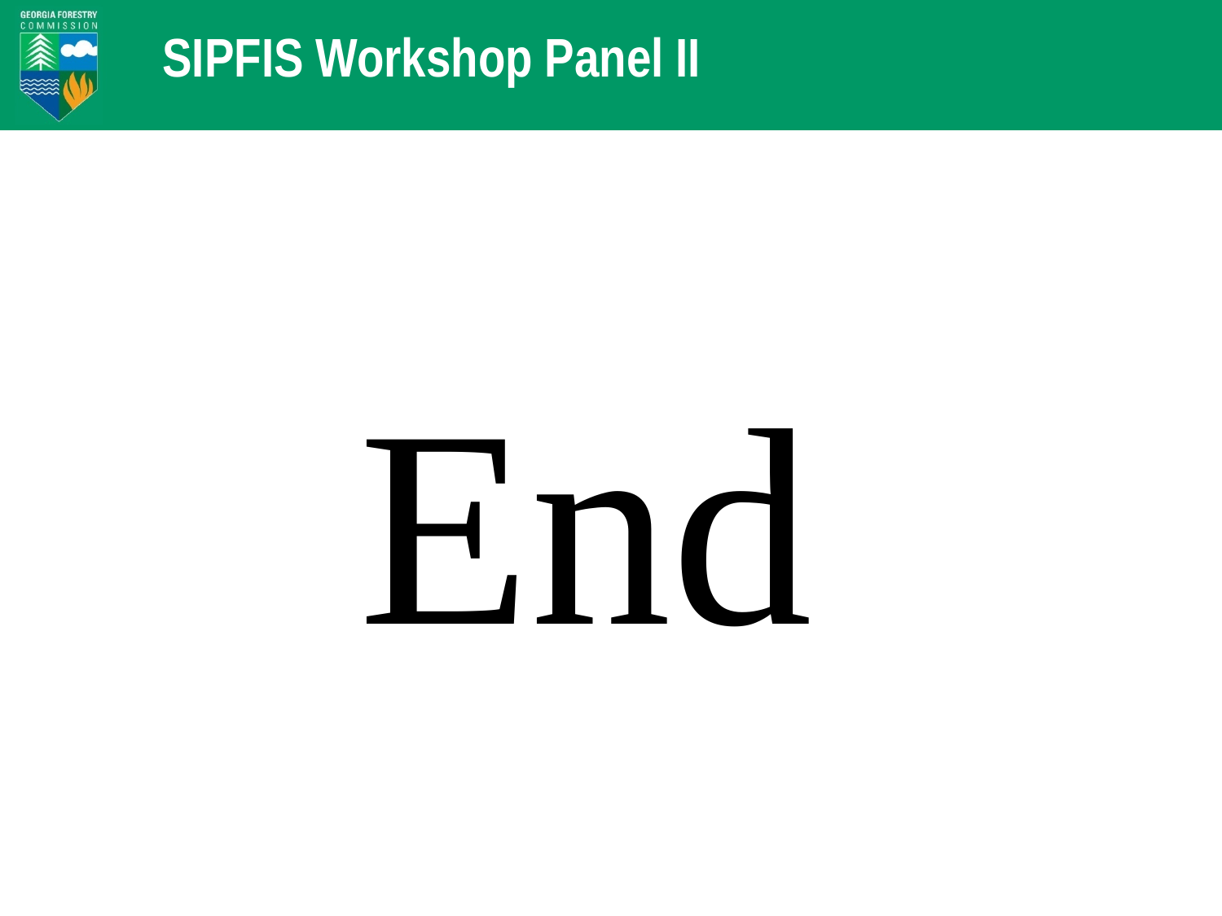# SIPFIS Workshop Panel II

End